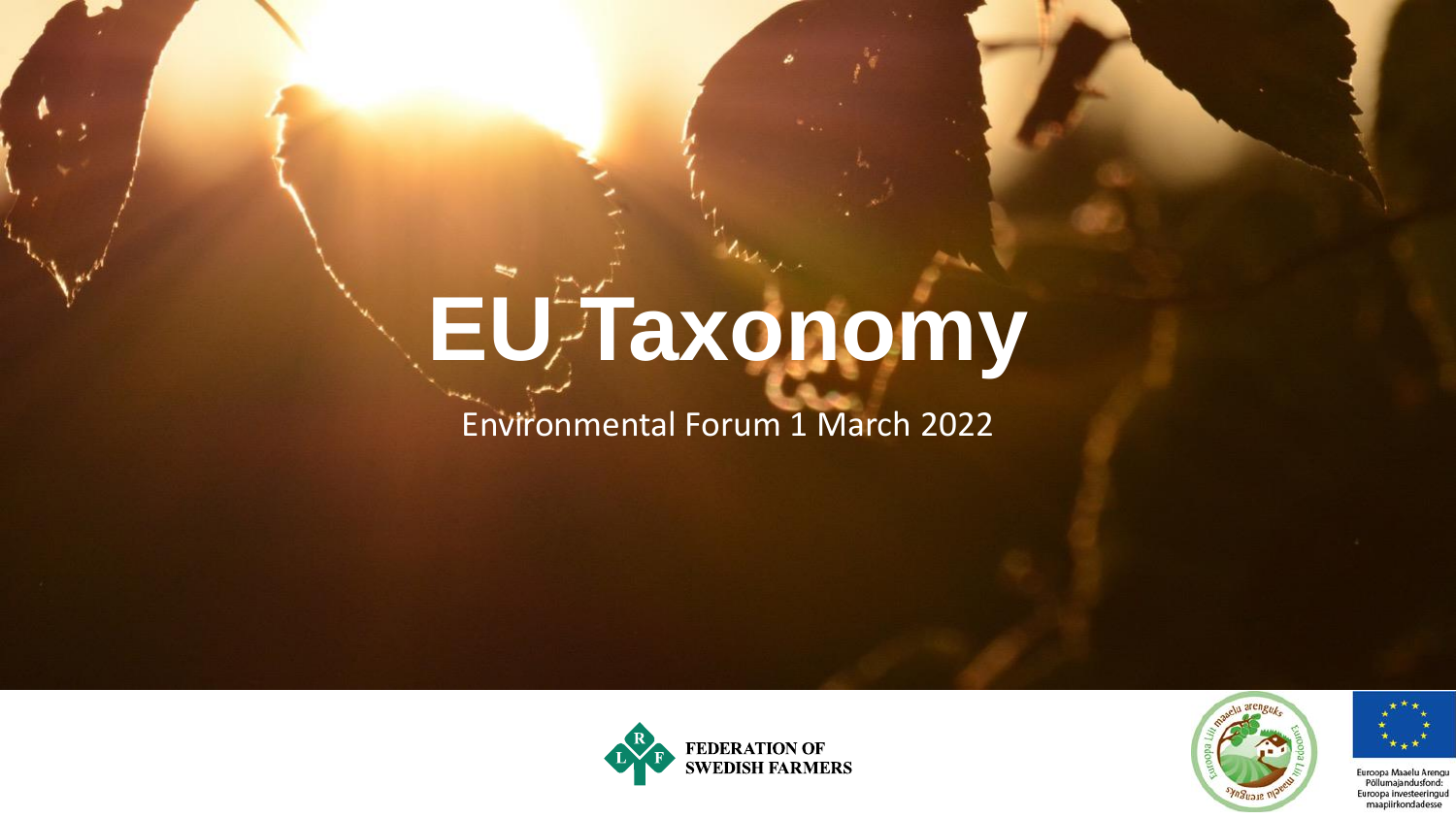# EU Taxonomy

Environmental Forum 1 March 2022

FEDERATION OF SWEDISH FARMERS

Euroopa Maaelu Arengu Põllumajandusfond: Euroopa investeeringud maapiirkondadesse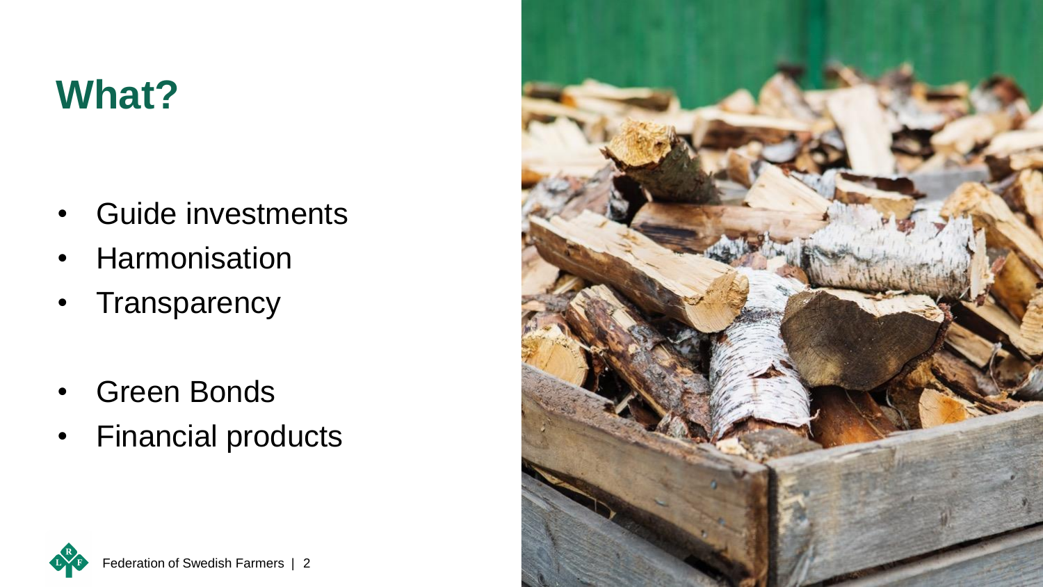# What?

- Guide investments
- Harmonisation
- Transparency

- Green Bonds
- Financial products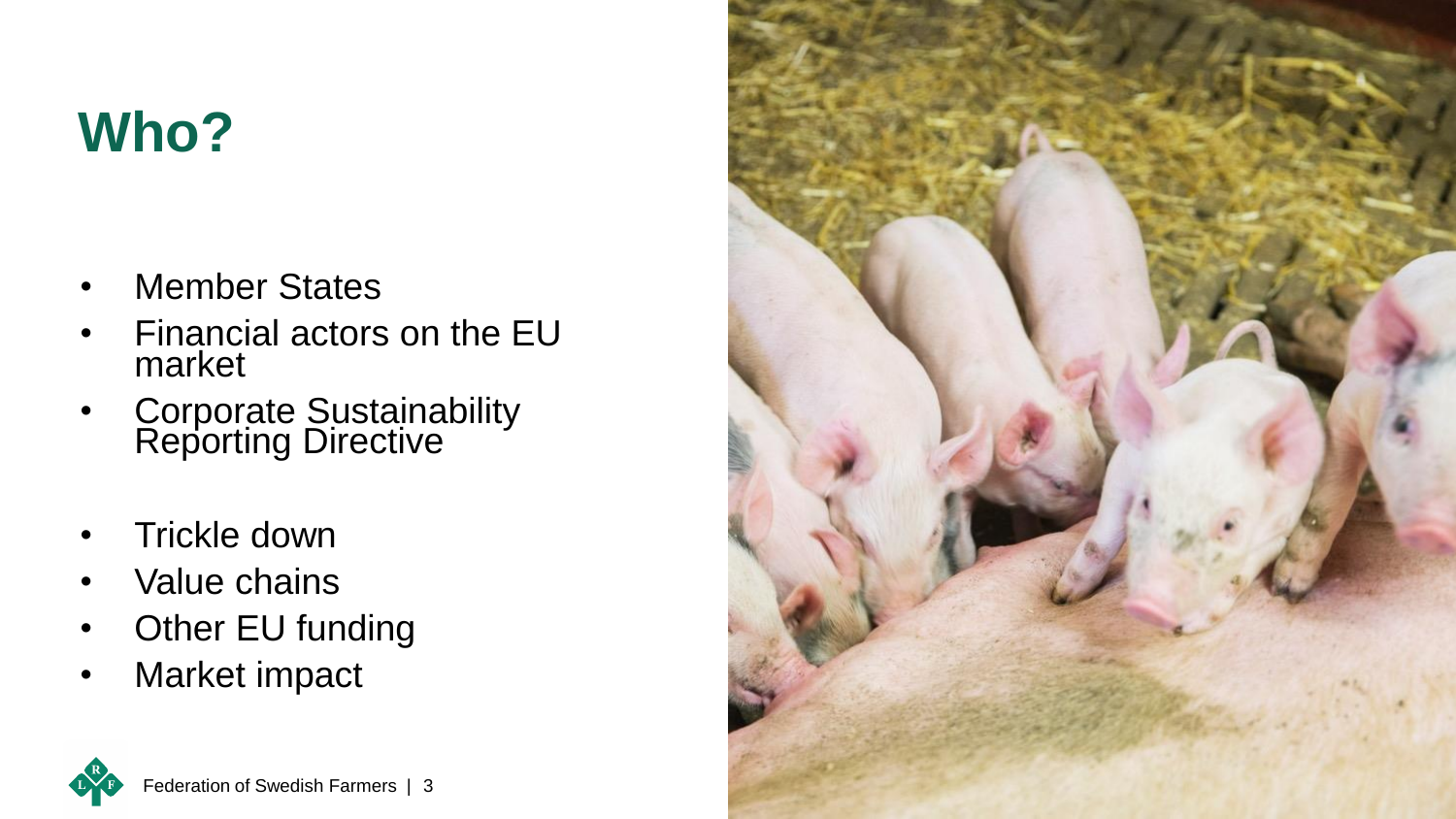# Who?

- Member States
- Financial actors on the EU market
- Corporate Sustainability Reporting Directive

- Trickle down
- Value chains
- Other EU funding
- Market impact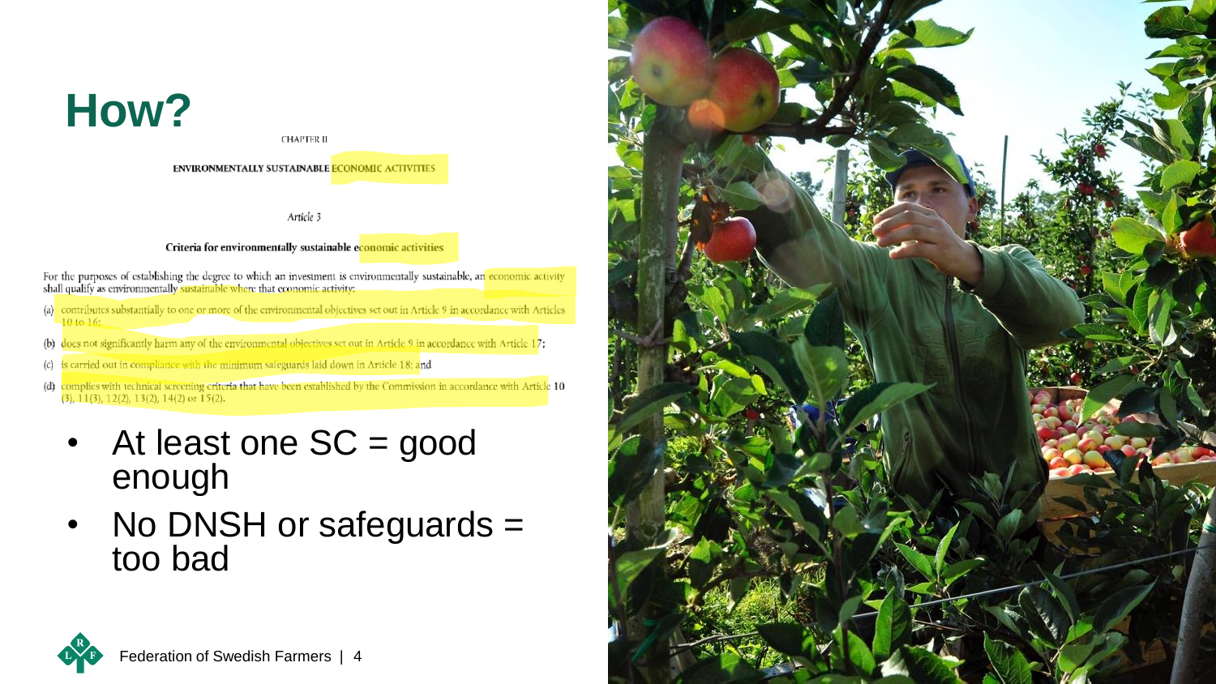# How?

CHAPTER II

ENVIRONMENTALLY SUSTAINABLE ECONOMIC ACTIVITIES

*Article 3*

**Criteria for environmentally sustainable economic activities**

For the purposes of establishing the degree to which an investment is environmentally sustainable, an economic activity shall qualify as environmentally sustainable where that economic activity:

(a) contributes substantially to one or more of the environmental objectives set out in Article 9 in accordance with Articles 10 to 16;

(b) does not significantly harm any of the environmental objectives set out in Article 9 in accordance with Article 17;

(c) is carried out in compliance with the minimum safeguards laid down in Article 18; and

(d) complies with technical screening criteria that have been established by the Commission in accordance with Article 10 (3), 11(3), 12(2), 13(2), 14(2) or 15(2).

- At least one SC = good enough
- No DNSH or safeguards = too bad

Federation of Swedish Farmers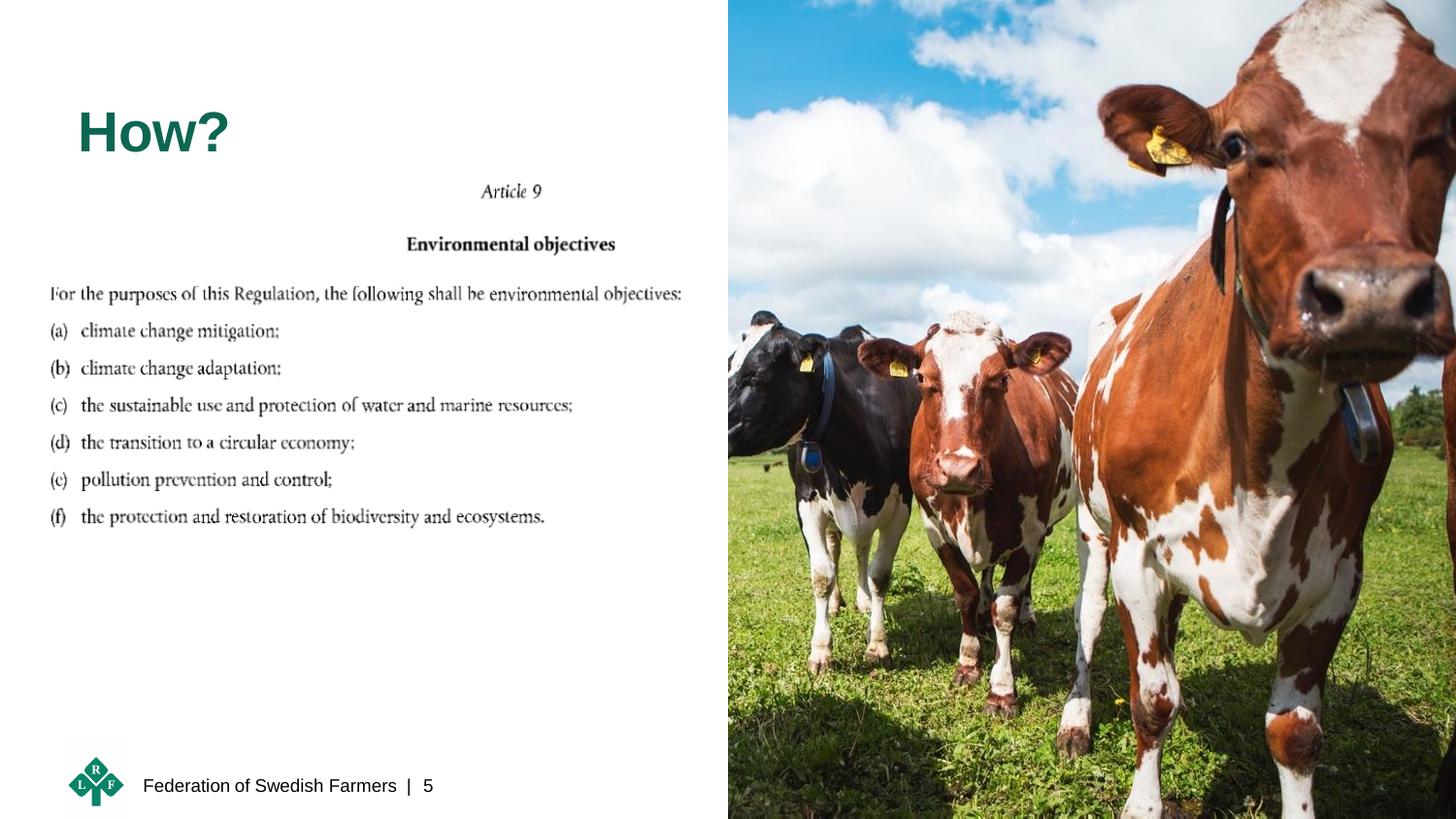# How?

*Article 9*

**Environmental objectives**

For the purposes of this Regulation, the following shall be environmental objectives:

(a) climate change mitigation;

(b) climate change adaptation;

(c) the sustainable use and protection of water and marine resources;

(d) the transition to a circular economy;

(e) pollution prevention and control;

(f) the protection and restoration of biodiversity and ecosystems.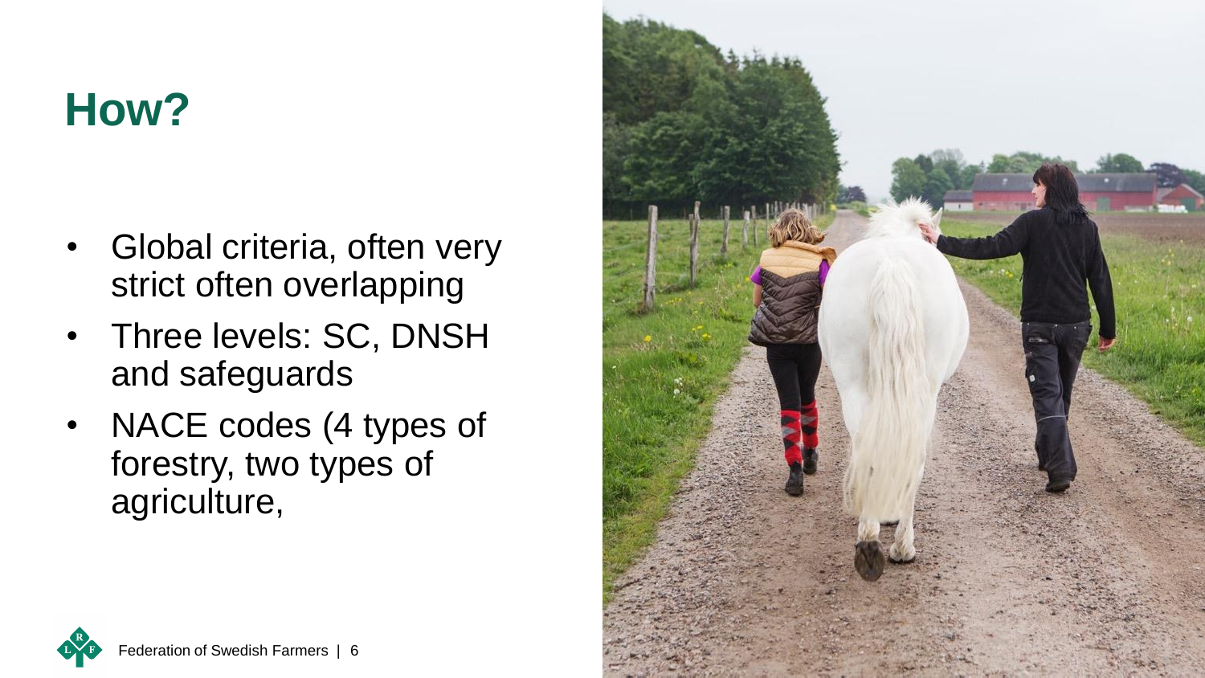# How?

- Global criteria, often very strict often overlapping
- Three levels: SC, DNSH and safeguards
- NACE codes (4 types of forestry, two types of agriculture,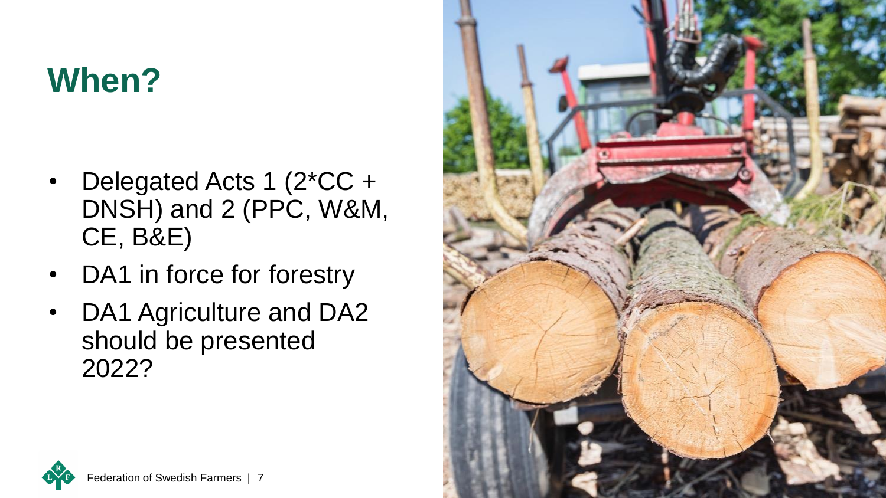# When?

- Delegated Acts 1 (2*CC + DNSH) and 2 (PPC, W&M, CE, B&E)
- DA1 in force for forestry
- DA1 Agriculture and DA2 should be presented 2022?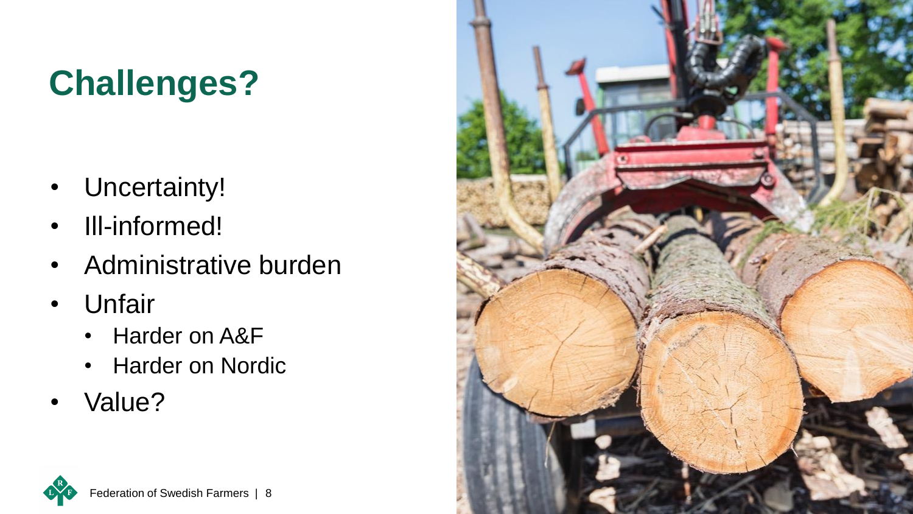# Challenges?

- Uncertainty!
- Ill-informed!
- Administrative burden
- Unfair
  - Harder on A&F
  - Harder on Nordic
- Value?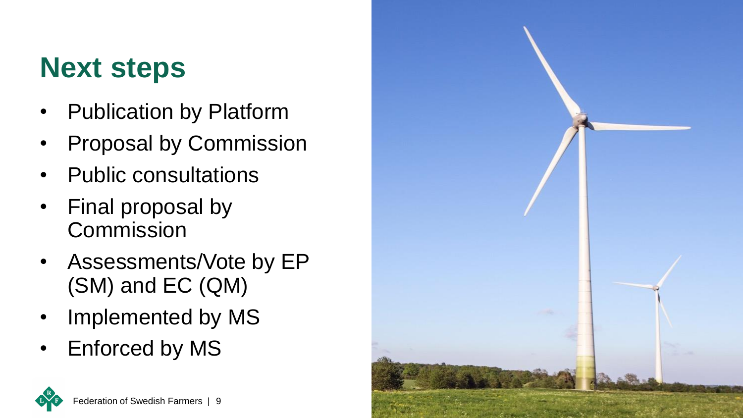# Next steps

- Publication by Platform
- Proposal by Commission
- Public consultations
- Final proposal by Commission
- Assessments/Vote by EP (SM) and EC (QM)
- Implemented by MS
- Enforced by MS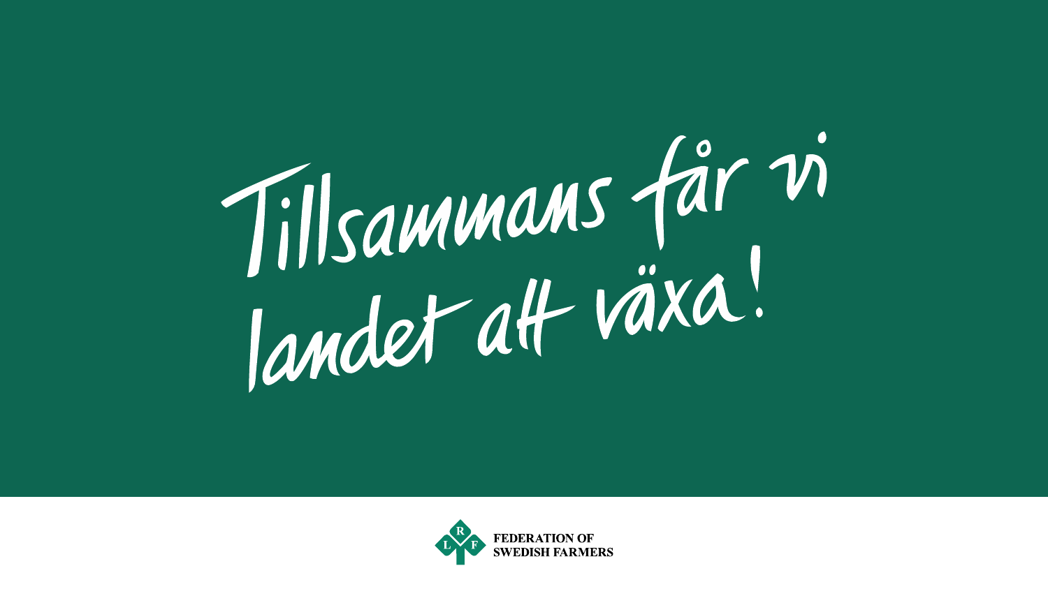Tillsammans får vi landet att växa!

FEDERATION OF SWEDISH FARMERS